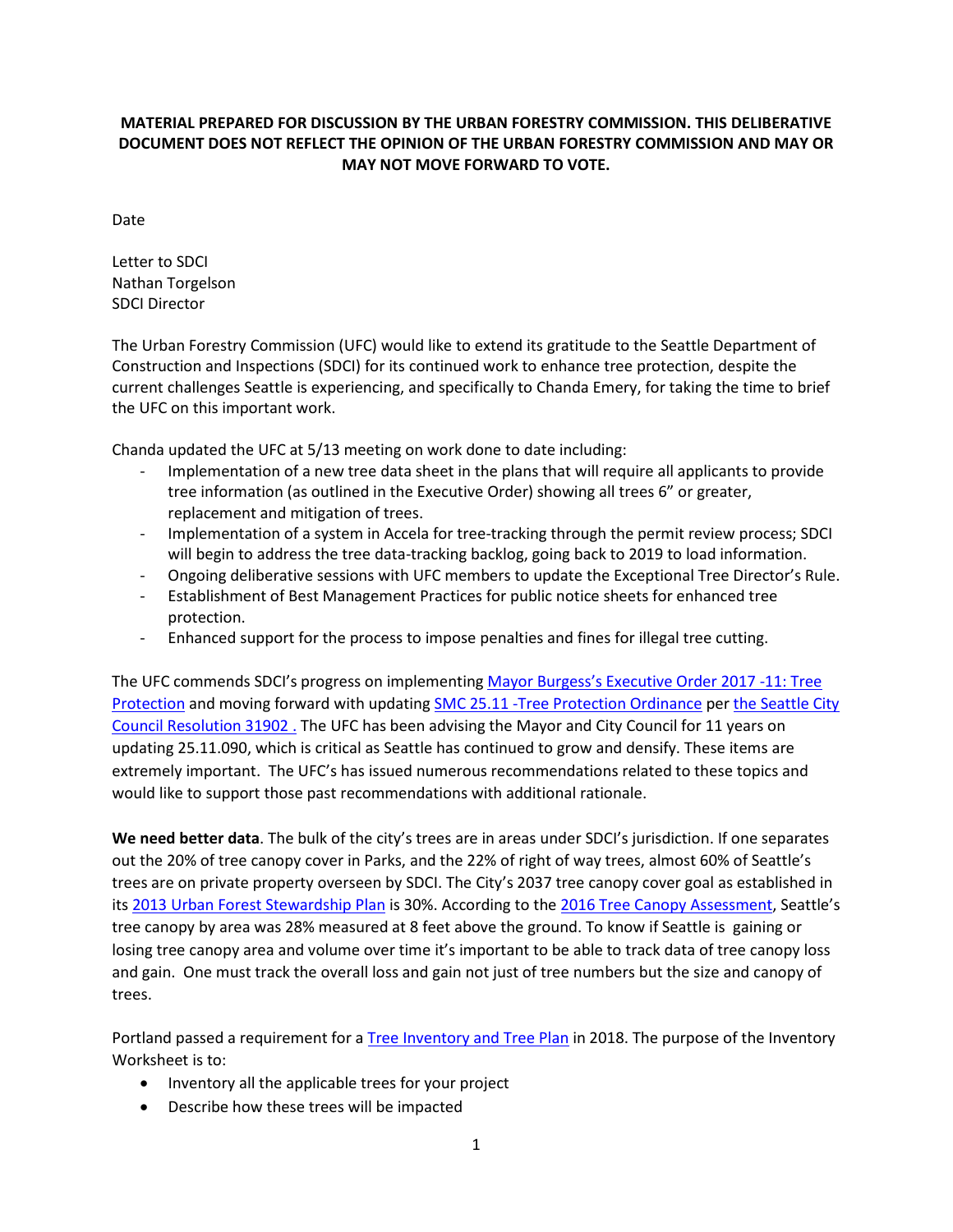**MATERIAL PREPARED FOR DISCUSSION BY THE URBAN FORESTRY COMMISSION. THIS DELIBERATIVE DOCUMENT DOES NOT REFLECT THE OPINION OF THE URBAN FORESTRY COMMISSION AND MAY OR MAY NOT MOVE FORWARD TO VOTE.**

Date

Letter to SDCI
Nathan Torgelson
SDCI Director

The Urban Forestry Commission (UFC) would like to extend its gratitude to the Seattle Department of Construction and Inspections (SDCI) for its continued work to enhance tree protection, despite the current challenges Seattle is experiencing, and specifically to Chanda Emery, for taking the time to brief the UFC on this important work.

Chanda updated the UFC at 5/13 meeting on work done to date including:

- Implementation of a new tree data sheet in the plans that will require all applicants to provide tree information (as outlined in the Executive Order) showing all trees 6" or greater, replacement and mitigation of trees.
- Implementation of a system in Accela for tree-tracking through the permit review process; SDCI will begin to address the tree data-tracking backlog, going back to 2019 to load information.
- Ongoing deliberative sessions with UFC members to update the Exceptional Tree Director's Rule.
- Establishment of Best Management Practices for public notice sheets for enhanced tree protection.
- Enhanced support for the process to impose penalties and fines for illegal tree cutting.

The UFC commends SDCI's progress on implementing Mayor Burgess's Executive Order 2017 -11: Tree Protection and moving forward with updating SMC 25.11 -Tree Protection Ordinance per the Seattle City Council Resolution 31902 . The UFC has been advising the Mayor and City Council for 11 years on updating 25.11.090, which is critical as Seattle has continued to grow and densify. These items are extremely important. The UFC's has issued numerous recommendations related to these topics and would like to support those past recommendations with additional rationale.

**We need better data**. The bulk of the city's trees are in areas under SDCI's jurisdiction. If one separates out the 20% of tree canopy cover in Parks, and the 22% of right of way trees, almost 60% of Seattle's trees are on private property overseen by SDCI. The City's 2037 tree canopy cover goal as established in its 2013 Urban Forest Stewardship Plan is 30%. According to the 2016 Tree Canopy Assessment, Seattle's tree canopy by area was 28% measured at 8 feet above the ground. To know if Seattle is gaining or losing tree canopy area and volume over time it's important to be able to track data of tree canopy loss and gain. One must track the overall loss and gain not just of tree numbers but the size and canopy of trees.

Portland passed a requirement for a Tree Inventory and Tree Plan in 2018. The purpose of the Inventory Worksheet is to:

- Inventory all the applicable trees for your project
- Describe how these trees will be impacted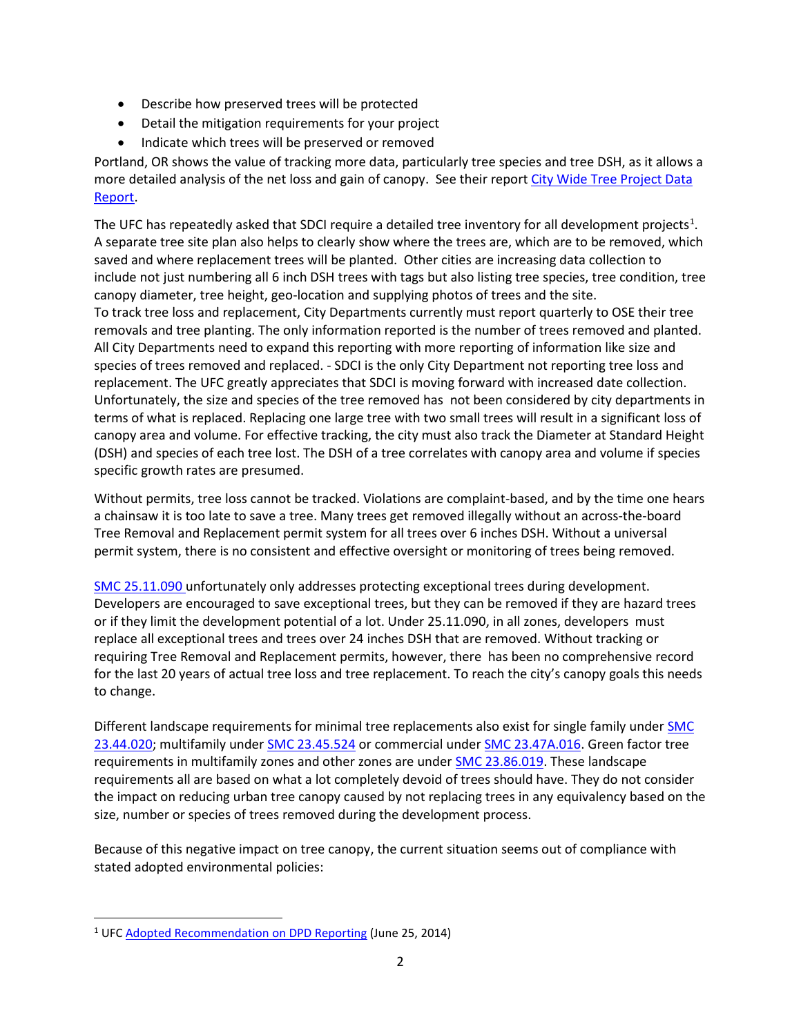- Describe how preserved trees will be protected
- Detail the mitigation requirements for your project
- Indicate which trees will be preserved or removed

Portland, OR shows the value of tracking more data, particularly tree species and tree DSH, as it allows a more detailed analysis of the net loss and gain of canopy. See their report [City Wide Tree Project Data Report](#).

The UFC has repeatedly asked that SDCI require a detailed tree inventory for all development projects[1]. A separate tree site plan also helps to clearly show where the trees are, which are to be removed, which saved and where replacement trees will be planted. Other cities are increasing data collection to include not just numbering all 6 inch DSH trees with tags but also listing tree species, tree condition, tree canopy diameter, tree height, geo-location and supplying photos of trees and the site.
To track tree loss and replacement, City Departments currently must report quarterly to OSE their tree removals and tree planting. The only information reported is the number of trees removed and planted. All City Departments need to expand this reporting with more reporting of information like size and species of trees removed and replaced. - SDCI is the only City Department not reporting tree loss and replacement. The UFC greatly appreciates that SDCI is moving forward with increased date collection. Unfortunately, the size and species of the tree removed has not been considered by city departments in terms of what is replaced. Replacing one large tree with two small trees will result in a significant loss of canopy area and volume. For effective tracking, the city must also track the Diameter at Standard Height (DSH) and species of each tree lost. The DSH of a tree correlates with canopy area and volume if species specific growth rates are presumed.

Without permits, tree loss cannot be tracked. Violations are complaint-based, and by the time one hears a chainsaw it is too late to save a tree. Many trees get removed illegally without an across-the-board Tree Removal and Replacement permit system for all trees over 6 inches DSH. Without a universal permit system, there is no consistent and effective oversight or monitoring of trees being removed.

[SMC 25.11.090](#) unfortunately only addresses protecting exceptional trees during development. Developers are encouraged to save exceptional trees, but they can be removed if they are hazard trees or if they limit the development potential of a lot. Under 25.11.090, in all zones, developers must replace all exceptional trees and trees over 24 inches DSH that are removed. Without tracking or requiring Tree Removal and Replacement permits, however, there has been no comprehensive record for the last 20 years of actual tree loss and tree replacement. To reach the city's canopy goals this needs to change.

Different landscape requirements for minimal tree replacements also exist for single family under [SMC 23.44.020](#); multifamily under [SMC 23.45.524](#) or commercial under [SMC 23.47A.016](#). Green factor tree requirements in multifamily zones and other zones are under [SMC 23.86.019](#). These landscape requirements all are based on what a lot completely devoid of trees should have. They do not consider the impact on reducing urban tree canopy caused by not replacing trees in any equivalency based on the size, number or species of trees removed during the development process.

Because of this negative impact on tree canopy, the current situation seems out of compliance with stated adopted environmental policies:

---

[1] UFC [Adopted Recommendation on DPD Reporting](#) (June 25, 2014)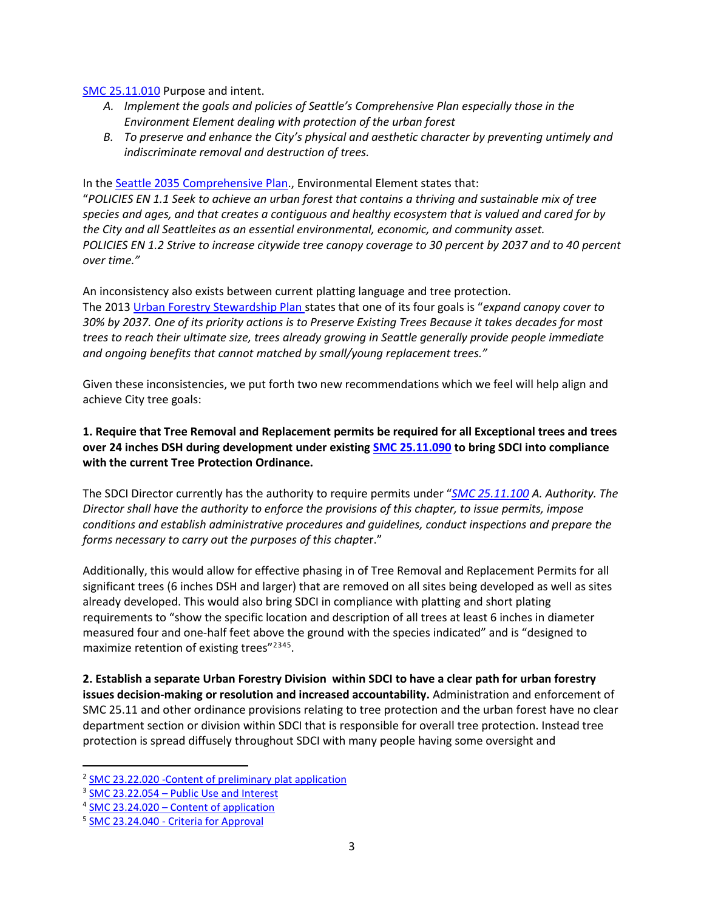SMC 25.11.010 Purpose and intent.

A. *Implement the goals and policies of Seattle's Comprehensive Plan especially those in the Environment Element dealing with protection of the urban forest*
B. *To preserve and enhance the City's physical and aesthetic character by preventing untimely and indiscriminate removal and destruction of trees.*

In the Seattle 2035 Comprehensive Plan., Environmental Element states that:
"*POLICIES EN 1.1 Seek to achieve an urban forest that contains a thriving and sustainable mix of tree species and ages, and that creates a contiguous and healthy ecosystem that is valued and cared for by the City and all Seattleites as an essential environmental, economic, and community asset.*
*POLICIES EN 1.2 Strive to increase citywide tree canopy coverage to 30 percent by 2037 and to 40 percent over time.*"

An inconsistency also exists between current platting language and tree protection.
The 2013 Urban Forestry Stewardship Plan states that one of its four goals is "*expand canopy cover to 30% by 2037. One of its priority actions is to Preserve Existing Trees Because it takes decades for most trees to reach their ultimate size, trees already growing in Seattle generally provide people immediate and ongoing benefits that cannot matched by small/young replacement trees.*"

Given these inconsistencies, we put forth two new recommendations which we feel will help align and achieve City tree goals:

**1. Require that Tree Removal and Replacement permits be required for all Exceptional trees and trees over 24 inches DSH during development under existing SMC 25.11.090 to bring SDCI into compliance with the current Tree Protection Ordinance.**

The SDCI Director currently has the authority to require permits under "*SMC 25.11.100 A. Authority. The Director shall have the authority to enforce the provisions of this chapter, to issue permits, impose conditions and establish administrative procedures and guidelines, conduct inspections and prepare the forms necessary to carry out the purposes of this chapte*r."

Additionally, this would allow for effective phasing in of Tree Removal and Replacement Permits for all significant trees (6 inches DSH and larger) that are removed on all sites being developed as well as sites already developed. This would also bring SDCI in compliance with platting and short plating requirements to "show the specific location and description of all trees at least 6 inches in diameter measured four and one-half feet above the ground with the species indicated" and is "designed to maximize retention of existing trees"[2][3][4][5].

**2. Establish a separate Urban Forestry Division within SDCI to have a clear path for urban forestry issues decision-making or resolution and increased accountability.** Administration and enforcement of SMC 25.11 and other ordinance provisions relating to tree protection and the urban forest have no clear department section or division within SDCI that is responsible for overall tree protection. Instead tree protection is spread diffusely throughout SDCI with many people having some oversight and

---

[2] SMC 23.22.020 -Content of preliminary plat application
[3] SMC 23.22.054 – Public Use and Interest
[4] SMC 23.24.020 – Content of application
[5] SMC 23.24.040 - Criteria for Approval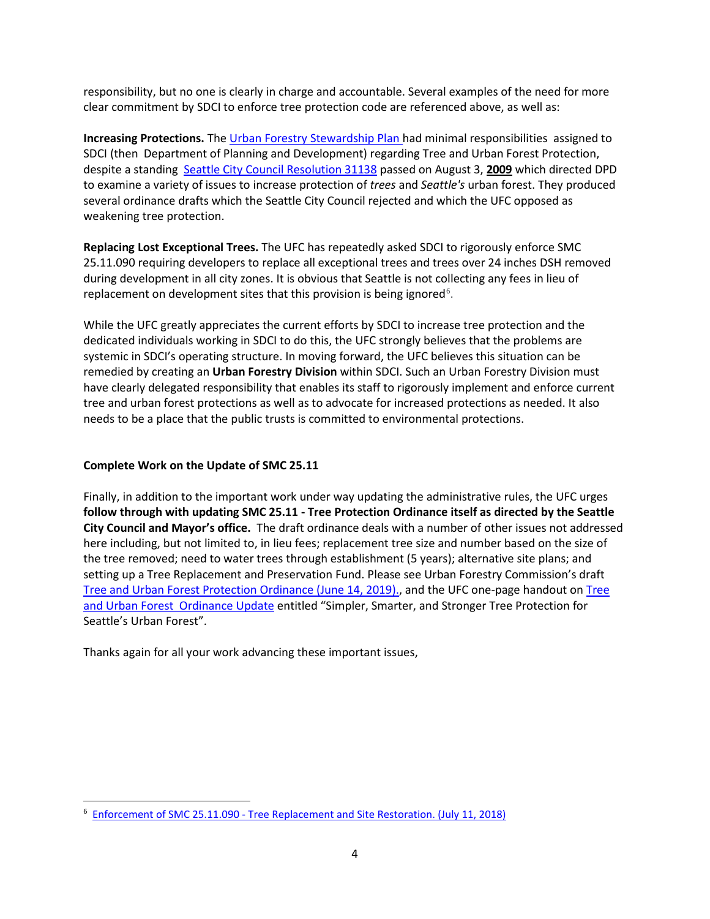responsibility, but no one is clearly in charge and accountable. Several examples of the need for more clear commitment by SDCI to enforce tree protection code are referenced above, as well as:

**Increasing Protections.** The Urban Forestry Stewardship Plan had minimal responsibilities assigned to SDCI (then Department of Planning and Development) regarding Tree and Urban Forest Protection, despite a standing Seattle City Council Resolution 31138 passed on August 3, **2009** which directed DPD to examine a variety of issues to increase protection of *trees* and *Seattle's* urban forest. They produced several ordinance drafts which the Seattle City Council rejected and which the UFC opposed as weakening tree protection.

**Replacing Lost Exceptional Trees.** The UFC has repeatedly asked SDCI to rigorously enforce SMC 25.11.090 requiring developers to replace all exceptional trees and trees over 24 inches DSH removed during development in all city zones. It is obvious that Seattle is not collecting any fees in lieu of replacement on development sites that this provision is being ignored[6].

While the UFC greatly appreciates the current efforts by SDCI to increase tree protection and the dedicated individuals working in SDCI to do this, the UFC strongly believes that the problems are systemic in SDCI's operating structure. In moving forward, the UFC believes this situation can be remedied by creating an **Urban Forestry Division** within SDCI. Such an Urban Forestry Division must have clearly delegated responsibility that enables its staff to rigorously implement and enforce current tree and urban forest protections as well as to advocate for increased protections as needed. It also needs to be a place that the public trusts is committed to environmental protections.

**Complete Work on the Update of SMC 25.11**

Finally, in addition to the important work under way updating the administrative rules, the UFC urges **follow through with updating SMC 25.11 - Tree Protection Ordinance itself as directed by the Seattle City Council and Mayor's office.** The draft ordinance deals with a number of other issues not addressed here including, but not limited to, in lieu fees; replacement tree size and number based on the size of the tree removed; need to water trees through establishment (5 years); alternative site plans; and setting up a Tree Replacement and Preservation Fund. Please see Urban Forestry Commission's draft Tree and Urban Forest Protection Ordinance (June 14, 2019)., and the UFC one-page handout on Tree and Urban Forest Ordinance Update entitled "Simpler, Smarter, and Stronger Tree Protection for Seattle's Urban Forest".

Thanks again for all your work advancing these important issues,

---

[6] Enforcement of SMC 25.11.090 - Tree Replacement and Site Restoration. (July 11, 2018)